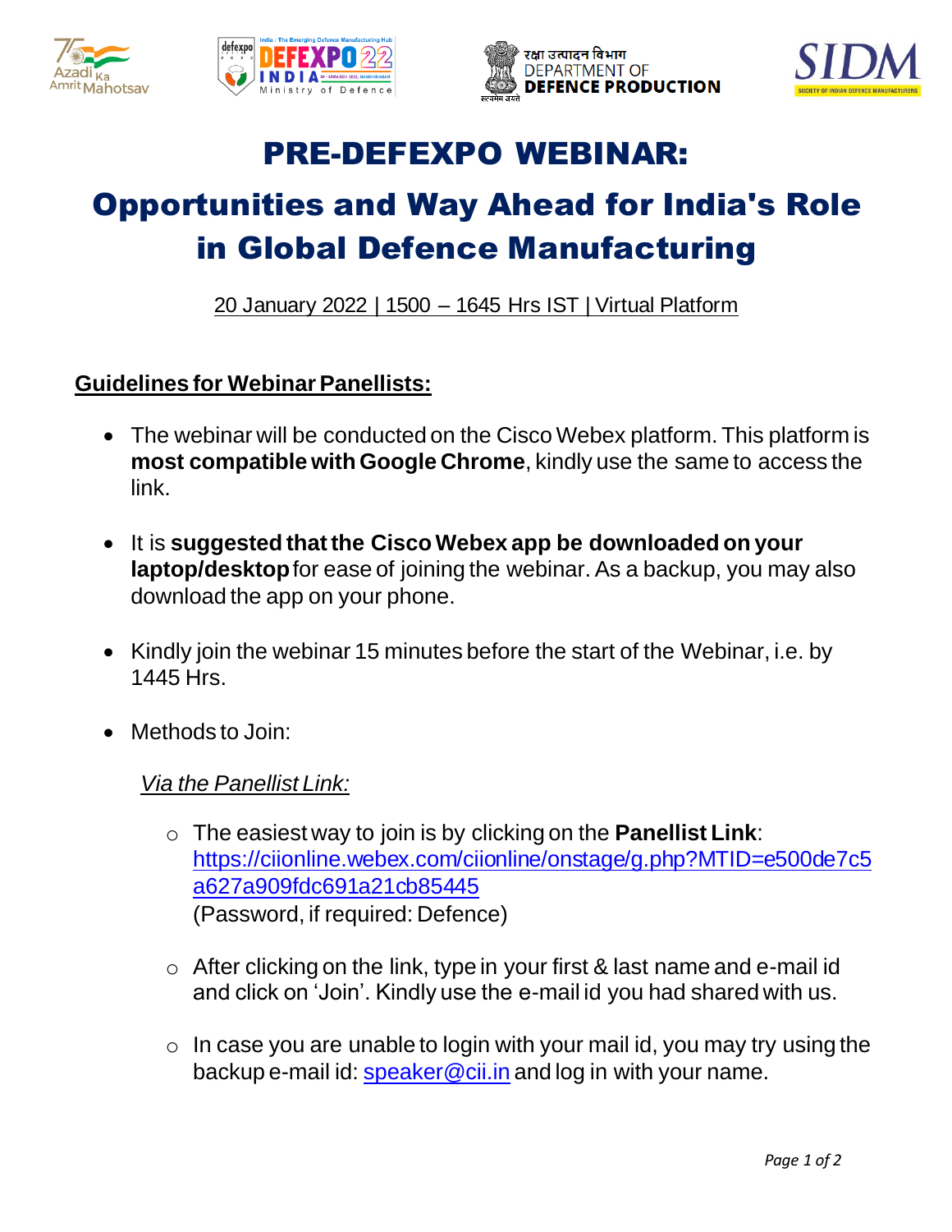# PRE-DEFEXPO WEBINAR:

# Opportunities and Way Ahead for India's Role in Global Defence Manufacturing

20 January 2022 | 1500 – 1645 Hrs IST | Virtual Platform

## Guidelines for Webinar Panellists:

- The webinar will be conducted on the Cisco Webex platform. This platform is **most compatible with Google Chrome**, kindly use the same to access the link.

- It is **suggested that the Cisco Webex app be downloaded on your laptop/desktop** for ease of joining the webinar. As a backup, you may also download the app on your phone.

- Kindly join the webinar 15 minutes before the start of the Webinar, i.e. by 1445 Hrs.

- Methods to Join:

  *Via the Panellist Link:*

  - The easiest way to join is by clicking on the **Panellist Link**: https://ciionline.webex.com/ciionline/onstage/g.php?MTID=e500de7c5a627a909fdc691a21cb85445 (Password, if required: Defence)

  - After clicking on the link, type in your first & last name and e-mail id and click on 'Join'. Kindly use the e-mail id you had shared with us.

  - In case you are unable to login with your mail id, you may try using the backup e-mail id: speaker@cii.in and log in with your name.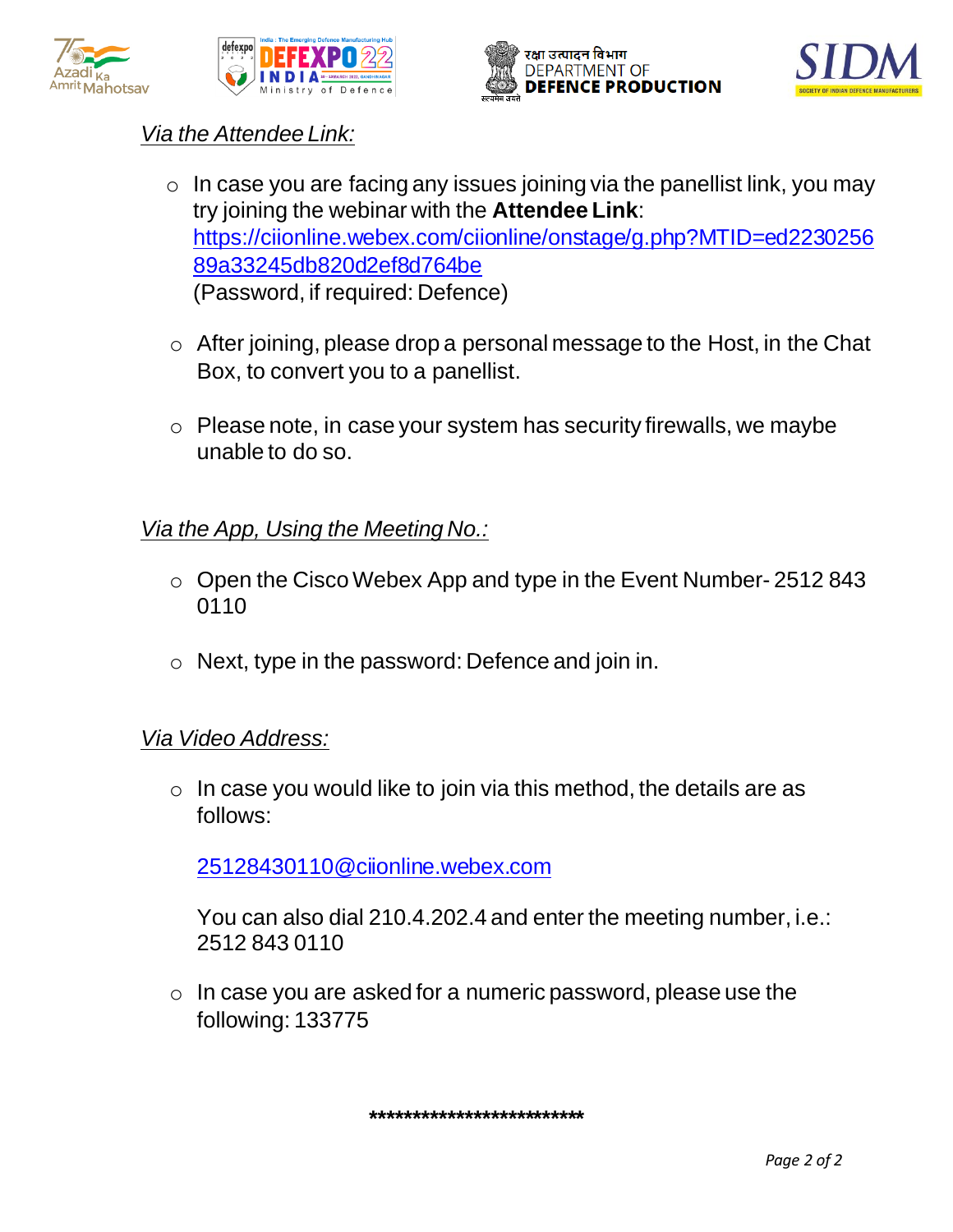*Via the Attendee Link:*

- In case you are facing any issues joining via the panellist link, you may try joining the webinar with the **Attendee Link**: https://ciionline.webex.com/ciionline/onstage/g.php?MTID=ed223025689a33245db820d2ef8d764be
  (Password, if required: Defence)

- After joining, please drop a personal message to the Host, in the Chat Box, to convert you to a panellist.

- Please note, in case your system has security firewalls, we maybe unable to do so.

*Via the App, Using the Meeting No.:*

- Open the Cisco Webex App and type in the Event Number- 2512 843 0110

- Next, type in the password: Defence and join in.

*Via Video Address:*

- In case you would like to join via this method, the details are as follows:

  25128430110@ciionline.webex.com

  You can also dial 210.4.202.4 and enter the meeting number, i.e.: 2512 843 0110

- In case you are asked for a numeric password, please use the following: 133775

*************************